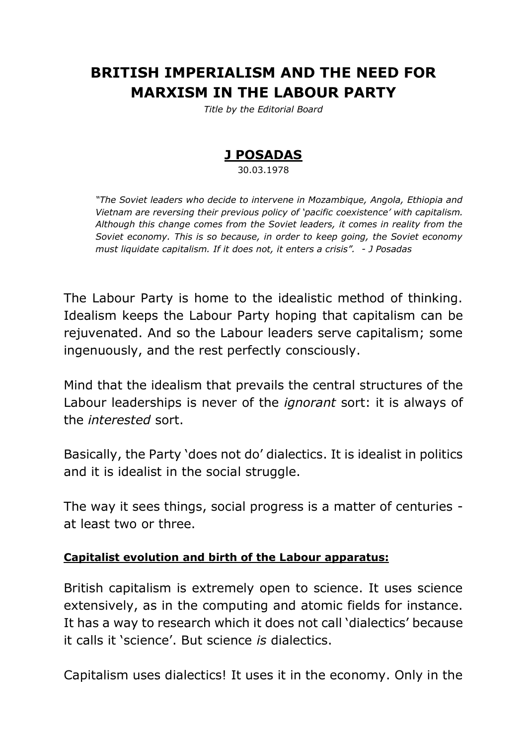# BRITISH IMPERIALISM AND THE NEED FOR MARXISM IN THE LABOUR PARTY

*Title by the Editorial Board*

**J POSADAS**

30.03.1978

> *"The Soviet leaders who decide to intervene in Mozambique, Angola, Ethiopia and Vietnam are reversing their previous policy of 'pacific coexistence' with capitalism. Although this change comes from the Soviet leaders, it comes in reality from the Soviet economy. This is so because, in order to keep going, the Soviet economy must liquidate capitalism. If it does not, it enters a crisis". - J Posadas*

The Labour Party is home to the idealistic method of thinking. Idealism keeps the Labour Party hoping that capitalism can be rejuvenated. And so the Labour leaders serve capitalism; some ingenuously, and the rest perfectly consciously.

Mind that the idealism that prevails the central structures of the Labour leaderships is never of the *ignorant* sort: it is always of the *interested* sort.

Basically, the Party 'does not do' dialectics. It is idealist in politics and it is idealist in the social struggle.

The way it sees things, social progress is a matter of centuries - at least two or three.

**Capitalist evolution and birth of the Labour apparatus:**

British capitalism is extremely open to science. It uses science extensively, as in the computing and atomic fields for instance. It has a way to research which it does not call 'dialectics' because it calls it 'science'. But science *is* dialectics.

Capitalism uses dialectics! It uses it in the economy. Only in the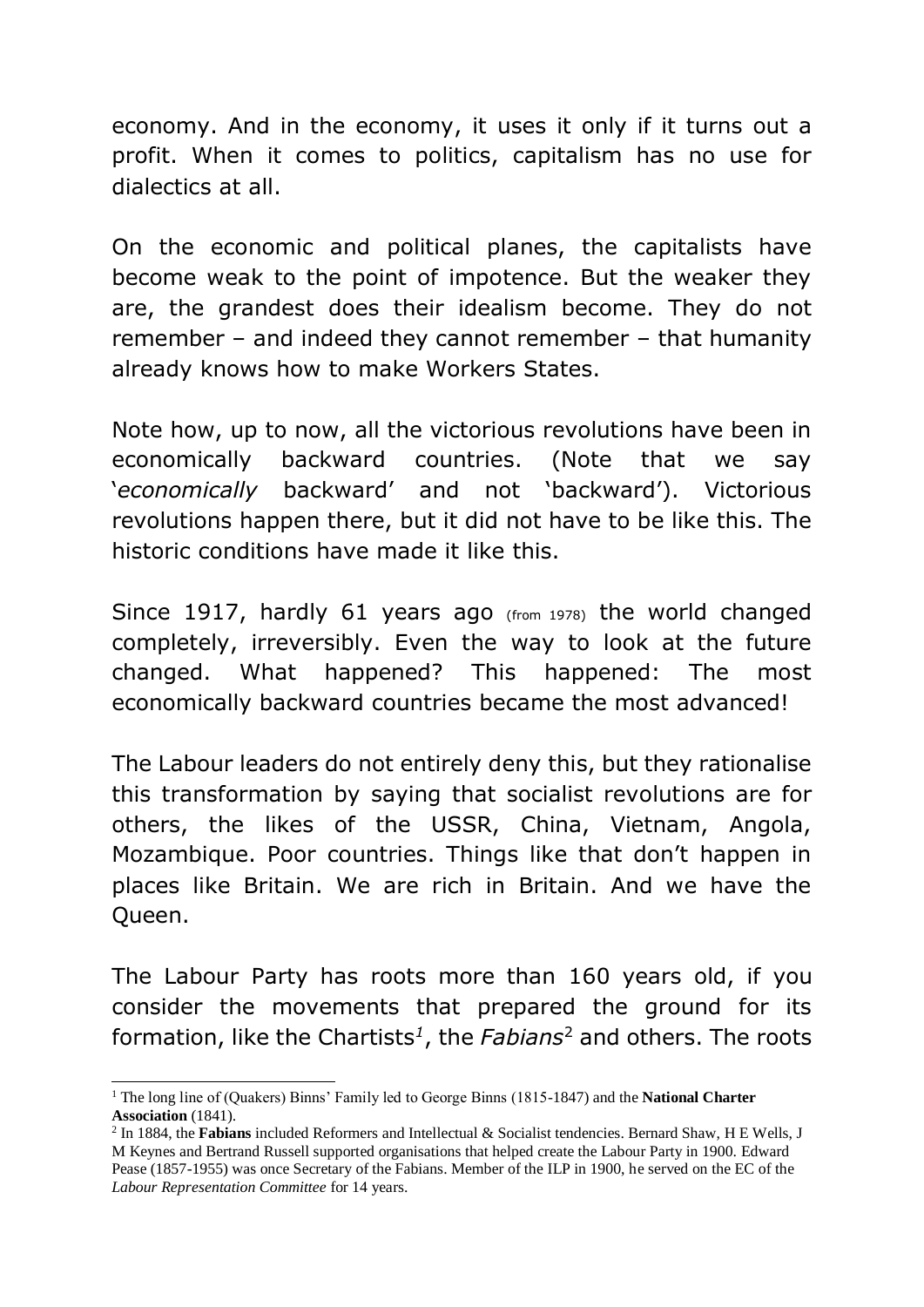economy. And in the economy, it uses it only if it turns out a profit. When it comes to politics, capitalism has no use for dialectics at all.

On the economic and political planes, the capitalists have become weak to the point of impotence. But the weaker they are, the grandest does their idealism become. They do not remember – and indeed they cannot remember – that humanity already knows how to make Workers States.

Note how, up to now, all the victorious revolutions have been in economically backward countries. (Note that we say '*economically* backward' and not 'backward'). Victorious revolutions happen there, but it did not have to be like this. The historic conditions have made it like this.

Since 1917, hardly 61 years ago (from 1978) the world changed completely, irreversibly. Even the way to look at the future changed. What happened? This happened: The most economically backward countries became the most advanced!

The Labour leaders do not entirely deny this, but they rationalise this transformation by saying that socialist revolutions are for others, the likes of the USSR, China, Vietnam, Angola, Mozambique. Poor countries. Things like that don't happen in places like Britain. We are rich in Britain. And we have the Queen.

The Labour Party has roots more than 160 years old, if you consider the movements that prepared the ground for its formation, like the Chartists[1], the *Fabians*[2] and others. The roots

[1] The long line of (Quakers) Binns' Family led to George Binns (1815-1847) and the **National Charter Association** (1841).

[2] In 1884, the **Fabians** included Reformers and Intellectual & Socialist tendencies. Bernard Shaw, H E Wells, J M Keynes and Bertrand Russell supported organisations that helped create the Labour Party in 1900. Edward Pease (1857-1955) was once Secretary of the Fabians. Member of the ILP in 1900, he served on the EC of the *Labour Representation Committee* for 14 years.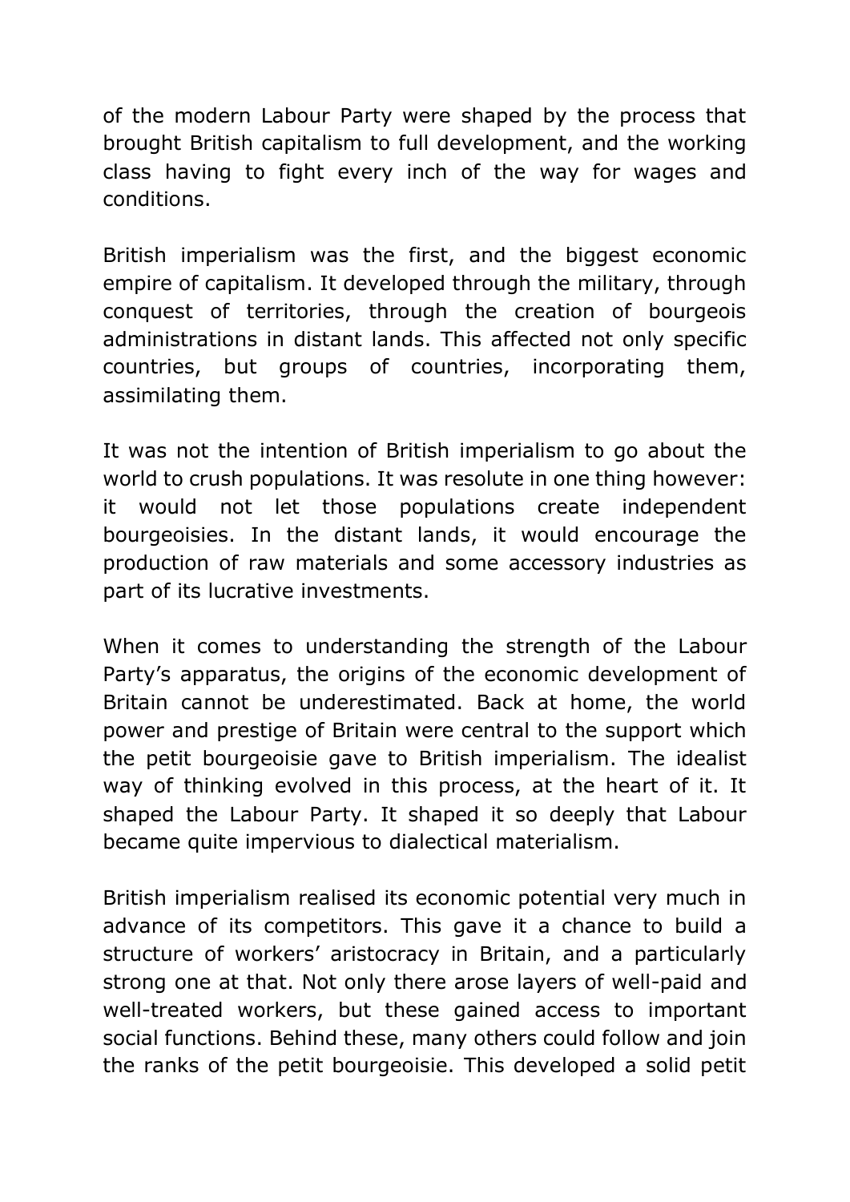of the modern Labour Party were shaped by the process that brought British capitalism to full development, and the working class having to fight every inch of the way for wages and conditions.

British imperialism was the first, and the biggest economic empire of capitalism. It developed through the military, through conquest of territories, through the creation of bourgeois administrations in distant lands. This affected not only specific countries, but groups of countries, incorporating them, assimilating them.

It was not the intention of British imperialism to go about the world to crush populations. It was resolute in one thing however: it would not let those populations create independent bourgeoisies. In the distant lands, it would encourage the production of raw materials and some accessory industries as part of its lucrative investments.

When it comes to understanding the strength of the Labour Party's apparatus, the origins of the economic development of Britain cannot be underestimated. Back at home, the world power and prestige of Britain were central to the support which the petit bourgeoisie gave to British imperialism. The idealist way of thinking evolved in this process, at the heart of it. It shaped the Labour Party. It shaped it so deeply that Labour became quite impervious to dialectical materialism.

British imperialism realised its economic potential very much in advance of its competitors. This gave it a chance to build a structure of workers' aristocracy in Britain, and a particularly strong one at that. Not only there arose layers of well-paid and well-treated workers, but these gained access to important social functions. Behind these, many others could follow and join the ranks of the petit bourgeoisie. This developed a solid petit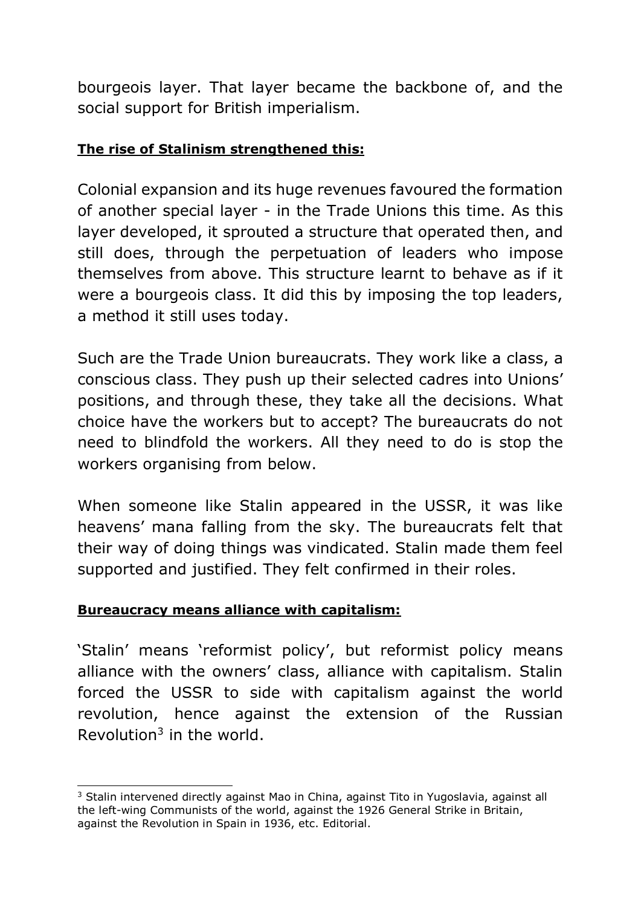bourgeois layer. That layer became the backbone of, and the social support for British imperialism.

**The rise of Stalinism strengthened this:**

Colonial expansion and its huge revenues favoured the formation of another special layer - in the Trade Unions this time. As this layer developed, it sprouted a structure that operated then, and still does, through the perpetuation of leaders who impose themselves from above. This structure learnt to behave as if it were a bourgeois class. It did this by imposing the top leaders, a method it still uses today.

Such are the Trade Union bureaucrats. They work like a class, a conscious class. They push up their selected cadres into Unions' positions, and through these, they take all the decisions. What choice have the workers but to accept? The bureaucrats do not need to blindfold the workers. All they need to do is stop the workers organising from below.

When someone like Stalin appeared in the USSR, it was like heavens' mana falling from the sky. The bureaucrats felt that their way of doing things was vindicated. Stalin made them feel supported and justified. They felt confirmed in their roles.

**Bureaucracy means alliance with capitalism:**

'Stalin' means 'reformist policy', but reformist policy means alliance with the owners' class, alliance with capitalism. Stalin forced the USSR to side with capitalism against the world revolution, hence against the extension of the Russian Revolution[3] in the world.

---

[3] Stalin intervened directly against Mao in China, against Tito in Yugoslavia, against all the left-wing Communists of the world, against the 1926 General Strike in Britain, against the Revolution in Spain in 1936, etc. Editorial.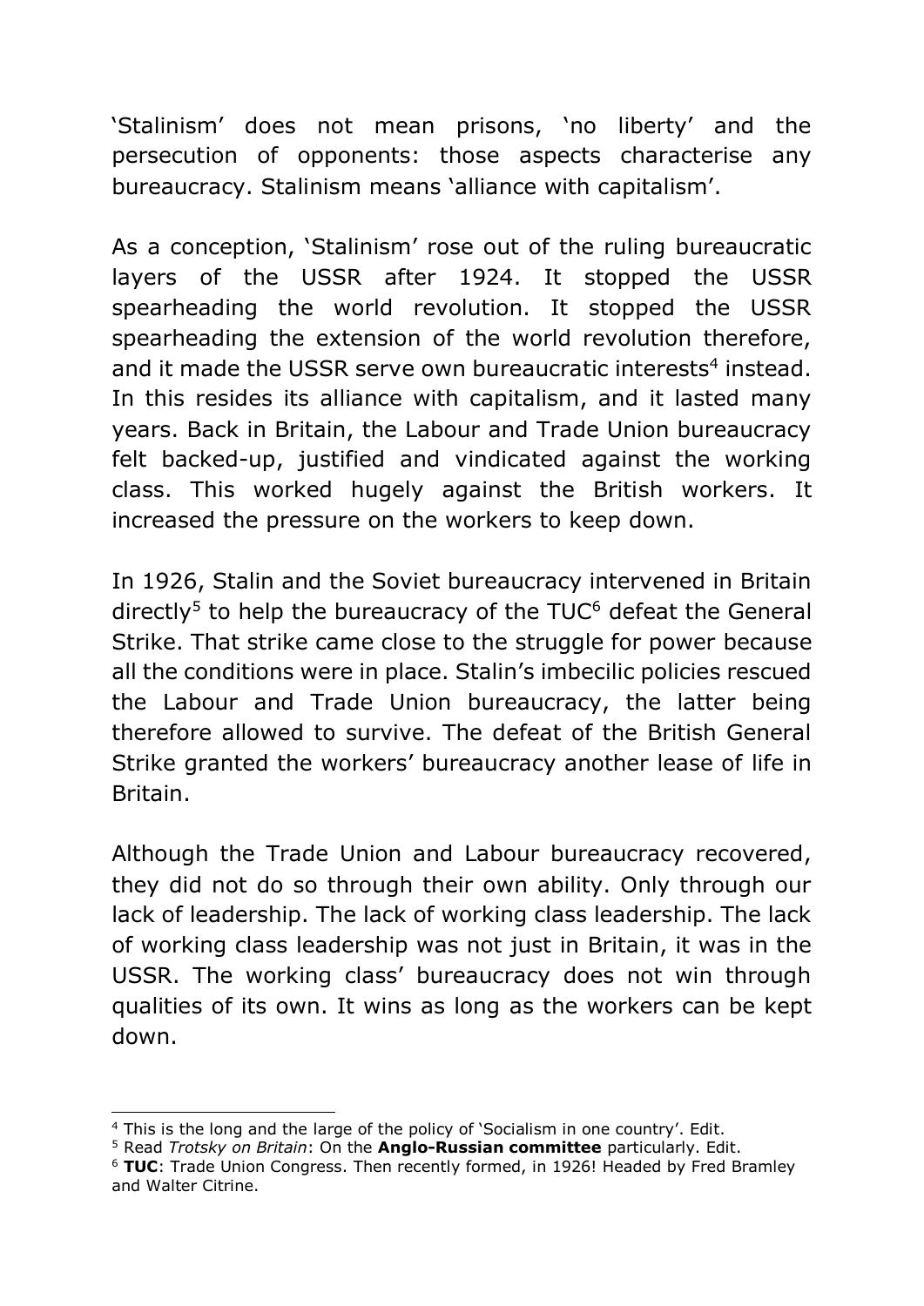'Stalinism' does not mean prisons, 'no liberty' and the persecution of opponents: those aspects characterise any bureaucracy. Stalinism means 'alliance with capitalism'.

As a conception, 'Stalinism' rose out of the ruling bureaucratic layers of the USSR after 1924. It stopped the USSR spearheading the world revolution. It stopped the USSR spearheading the extension of the world revolution therefore, and it made the USSR serve own bureaucratic interests[4] instead. In this resides its alliance with capitalism, and it lasted many years. Back in Britain, the Labour and Trade Union bureaucracy felt backed-up, justified and vindicated against the working class. This worked hugely against the British workers. It increased the pressure on the workers to keep down.

In 1926, Stalin and the Soviet bureaucracy intervened in Britain directly[5] to help the bureaucracy of the TUC[6] defeat the General Strike. That strike came close to the struggle for power because all the conditions were in place. Stalin's imbecilic policies rescued the Labour and Trade Union bureaucracy, the latter being therefore allowed to survive. The defeat of the British General Strike granted the workers' bureaucracy another lease of life in Britain.

Although the Trade Union and Labour bureaucracy recovered, they did not do so through their own ability. Only through our lack of leadership. The lack of working class leadership. The lack of working class leadership was not just in Britain, it was in the USSR. The working class' bureaucracy does not win through qualities of its own. It wins as long as the workers can be kept down.

---

[4] This is the long and the large of the policy of 'Socialism in one country'. Edit.

[5] Read *Trotsky on Britain*: On the **Anglo-Russian committee** particularly. Edit.

[6] **TUC**: Trade Union Congress. Then recently formed, in 1926! Headed by Fred Bramley and Walter Citrine.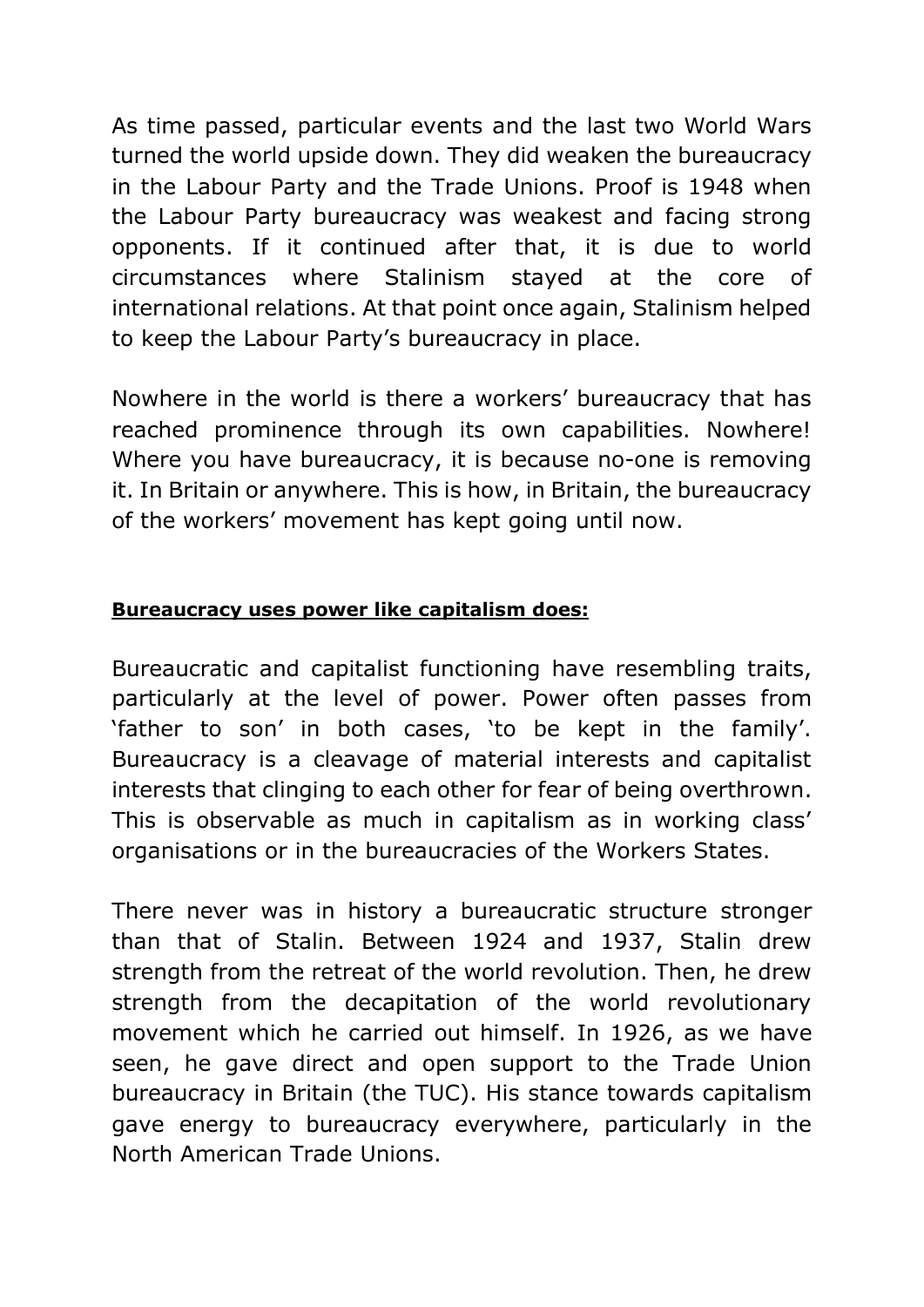As time passed, particular events and the last two World Wars turned the world upside down. They did weaken the bureaucracy in the Labour Party and the Trade Unions. Proof is 1948 when the Labour Party bureaucracy was weakest and facing strong opponents. If it continued after that, it is due to world circumstances where Stalinism stayed at the core of international relations. At that point once again, Stalinism helped to keep the Labour Party's bureaucracy in place.

Nowhere in the world is there a workers' bureaucracy that has reached prominence through its own capabilities. Nowhere! Where you have bureaucracy, it is because no-one is removing it. In Britain or anywhere. This is how, in Britain, the bureaucracy of the workers' movement has kept going until now.

**Bureaucracy uses power like capitalism does:**

Bureaucratic and capitalist functioning have resembling traits, particularly at the level of power. Power often passes from 'father to son' in both cases, 'to be kept in the family'. Bureaucracy is a cleavage of material interests and capitalist interests that clinging to each other for fear of being overthrown. This is observable as much in capitalism as in working class' organisations or in the bureaucracies of the Workers States.

There never was in history a bureaucratic structure stronger than that of Stalin. Between 1924 and 1937, Stalin drew strength from the retreat of the world revolution. Then, he drew strength from the decapitation of the world revolutionary movement which he carried out himself. In 1926, as we have seen, he gave direct and open support to the Trade Union bureaucracy in Britain (the TUC). His stance towards capitalism gave energy to bureaucracy everywhere, particularly in the North American Trade Unions.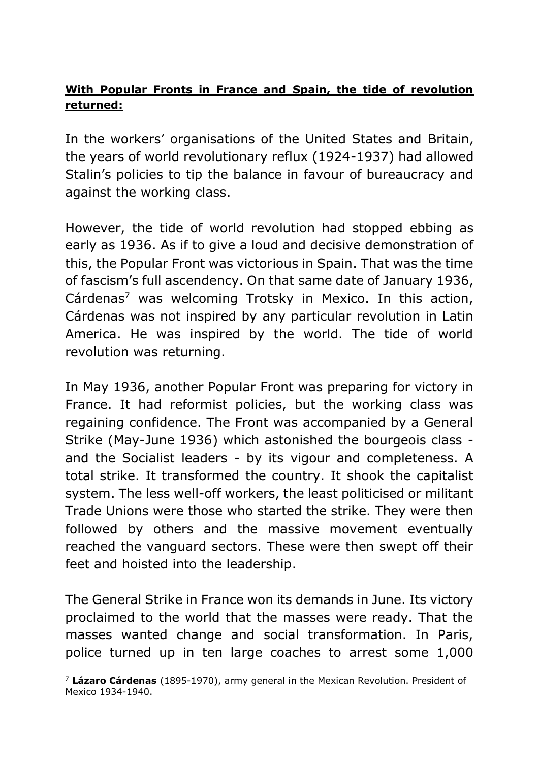**<u>With Popular Fronts in France and Spain, the tide of revolution returned:</u>**

In the workers' organisations of the United States and Britain, the years of world revolutionary reflux (1924-1937) had allowed Stalin's policies to tip the balance in favour of bureaucracy and against the working class.

However, the tide of world revolution had stopped ebbing as early as 1936. As if to give a loud and decisive demonstration of this, the Popular Front was victorious in Spain. That was the time of fascism's full ascendency. On that same date of January 1936, Cárdenas[7] was welcoming Trotsky in Mexico. In this action, Cárdenas was not inspired by any particular revolution in Latin America. He was inspired by the world. The tide of world revolution was returning.

In May 1936, another Popular Front was preparing for victory in France. It had reformist policies, but the working class was regaining confidence. The Front was accompanied by a General Strike (May-June 1936) which astonished the bourgeois class - and the Socialist leaders - by its vigour and completeness. A total strike. It transformed the country. It shook the capitalist system. The less well-off workers, the least politicised or militant Trade Unions were those who started the strike. They were then followed by others and the massive movement eventually reached the vanguard sectors. These were then swept off their feet and hoisted into the leadership.

The General Strike in France won its demands in June. Its victory proclaimed to the world that the masses were ready. That the masses wanted change and social transformation. In Paris, police turned up in ten large coaches to arrest some 1,000

[7] **Lázaro Cárdenas** (1895-1970), army general in the Mexican Revolution. President of Mexico 1934-1940.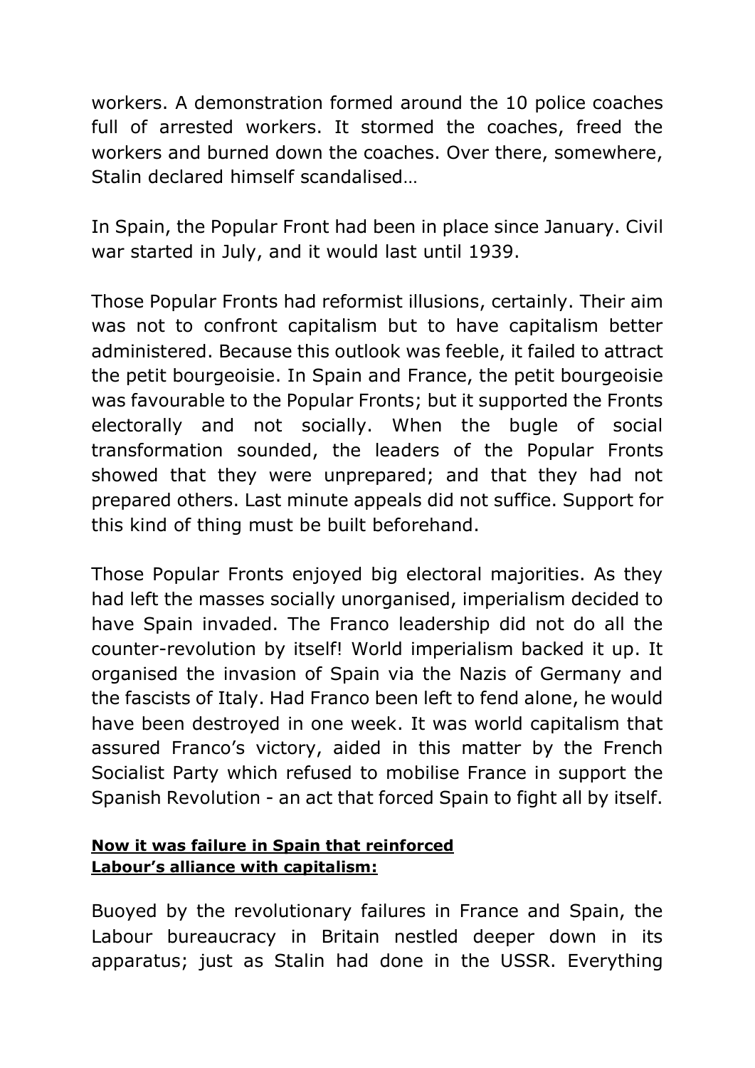workers. A demonstration formed around the 10 police coaches full of arrested workers. It stormed the coaches, freed the workers and burned down the coaches. Over there, somewhere, Stalin declared himself scandalised…

In Spain, the Popular Front had been in place since January. Civil war started in July, and it would last until 1939.

Those Popular Fronts had reformist illusions, certainly. Their aim was not to confront capitalism but to have capitalism better administered. Because this outlook was feeble, it failed to attract the petit bourgeoisie. In Spain and France, the petit bourgeoisie was favourable to the Popular Fronts; but it supported the Fronts electorally and not socially. When the bugle of social transformation sounded, the leaders of the Popular Fronts showed that they were unprepared; and that they had not prepared others. Last minute appeals did not suffice. Support for this kind of thing must be built beforehand.

Those Popular Fronts enjoyed big electoral majorities. As they had left the masses socially unorganised, imperialism decided to have Spain invaded. The Franco leadership did not do all the counter-revolution by itself! World imperialism backed it up. It organised the invasion of Spain via the Nazis of Germany and the fascists of Italy. Had Franco been left to fend alone, he would have been destroyed in one week. It was world capitalism that assured Franco's victory, aided in this matter by the French Socialist Party which refused to mobilise France in support the Spanish Revolution - an act that forced Spain to fight all by itself.

**Now it was failure in Spain that reinforced Labour's alliance with capitalism:**

Buoyed by the revolutionary failures in France and Spain, the Labour bureaucracy in Britain nestled deeper down in its apparatus; just as Stalin had done in the USSR. Everything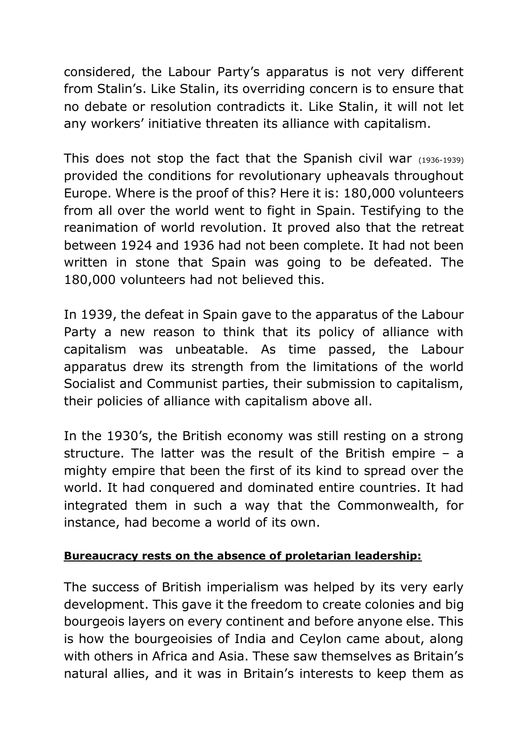considered, the Labour Party's apparatus is not very different from Stalin's. Like Stalin, its overriding concern is to ensure that no debate or resolution contradicts it. Like Stalin, it will not let any workers' initiative threaten its alliance with capitalism.

This does not stop the fact that the Spanish civil war (1936-1939) provided the conditions for revolutionary upheavals throughout Europe. Where is the proof of this? Here it is: 180,000 volunteers from all over the world went to fight in Spain. Testifying to the reanimation of world revolution. It proved also that the retreat between 1924 and 1936 had not been complete. It had not been written in stone that Spain was going to be defeated. The 180,000 volunteers had not believed this.

In 1939, the defeat in Spain gave to the apparatus of the Labour Party a new reason to think that its policy of alliance with capitalism was unbeatable. As time passed, the Labour apparatus drew its strength from the limitations of the world Socialist and Communist parties, their submission to capitalism, their policies of alliance with capitalism above all.

In the 1930's, the British economy was still resting on a strong structure. The latter was the result of the British empire – a mighty empire that been the first of its kind to spread over the world. It had conquered and dominated entire countries. It had integrated them in such a way that the Commonwealth, for instance, had become a world of its own.

**Bureaucracy rests on the absence of proletarian leadership:**

The success of British imperialism was helped by its very early development. This gave it the freedom to create colonies and big bourgeois layers on every continent and before anyone else. This is how the bourgeoisies of India and Ceylon came about, along with others in Africa and Asia. These saw themselves as Britain's natural allies, and it was in Britain's interests to keep them as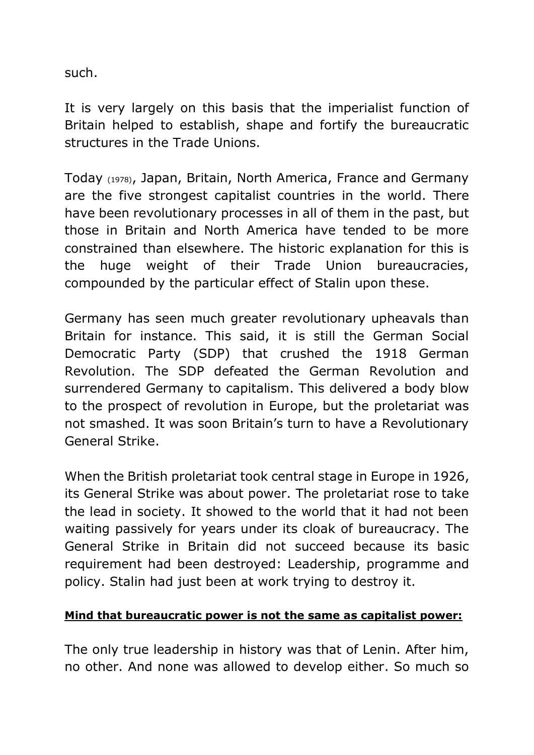such.

It is very largely on this basis that the imperialist function of Britain helped to establish, shape and fortify the bureaucratic structures in the Trade Unions.

Today (1978), Japan, Britain, North America, France and Germany are the five strongest capitalist countries in the world. There have been revolutionary processes in all of them in the past, but those in Britain and North America have tended to be more constrained than elsewhere. The historic explanation for this is the huge weight of their Trade Union bureaucracies, compounded by the particular effect of Stalin upon these.

Germany has seen much greater revolutionary upheavals than Britain for instance. This said, it is still the German Social Democratic Party (SDP) that crushed the 1918 German Revolution. The SDP defeated the German Revolution and surrendered Germany to capitalism. This delivered a body blow to the prospect of revolution in Europe, but the proletariat was not smashed. It was soon Britain's turn to have a Revolutionary General Strike.

When the British proletariat took central stage in Europe in 1926, its General Strike was about power. The proletariat rose to take the lead in society. It showed to the world that it had not been waiting passively for years under its cloak of bureaucracy. The General Strike in Britain did not succeed because its basic requirement had been destroyed: Leadership, programme and policy. Stalin had just been at work trying to destroy it.

**Mind that bureaucratic power is not the same as capitalist power:**

The only true leadership in history was that of Lenin. After him, no other. And none was allowed to develop either. So much so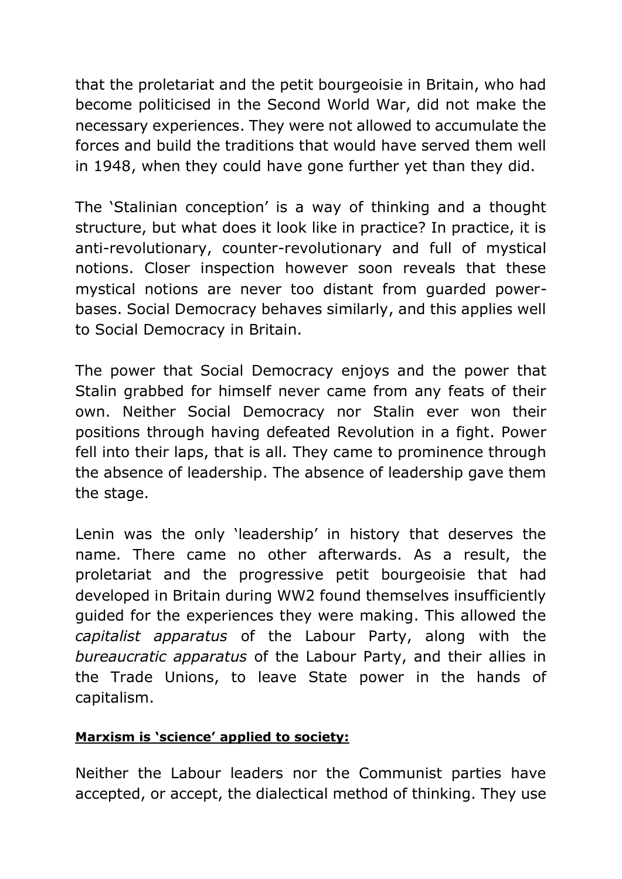that the proletariat and the petit bourgeoisie in Britain, who had become politicised in the Second World War, did not make the necessary experiences. They were not allowed to accumulate the forces and build the traditions that would have served them well in 1948, when they could have gone further yet than they did.

The 'Stalinian conception' is a way of thinking and a thought structure, but what does it look like in practice? In practice, it is anti-revolutionary, counter-revolutionary and full of mystical notions. Closer inspection however soon reveals that these mystical notions are never too distant from guarded power-bases. Social Democracy behaves similarly, and this applies well to Social Democracy in Britain.

The power that Social Democracy enjoys and the power that Stalin grabbed for himself never came from any feats of their own. Neither Social Democracy nor Stalin ever won their positions through having defeated Revolution in a fight. Power fell into their laps, that is all. They came to prominence through the absence of leadership. The absence of leadership gave them the stage.

Lenin was the only 'leadership' in history that deserves the name. There came no other afterwards. As a result, the proletariat and the progressive petit bourgeoisie that had developed in Britain during WW2 found themselves insufficiently guided for the experiences they were making. This allowed the *capitalist apparatus* of the Labour Party, along with the *bureaucratic apparatus* of the Labour Party, and their allies in the Trade Unions, to leave State power in the hands of capitalism.

**Marxism is 'science' applied to society:**

Neither the Labour leaders nor the Communist parties have accepted, or accept, the dialectical method of thinking. They use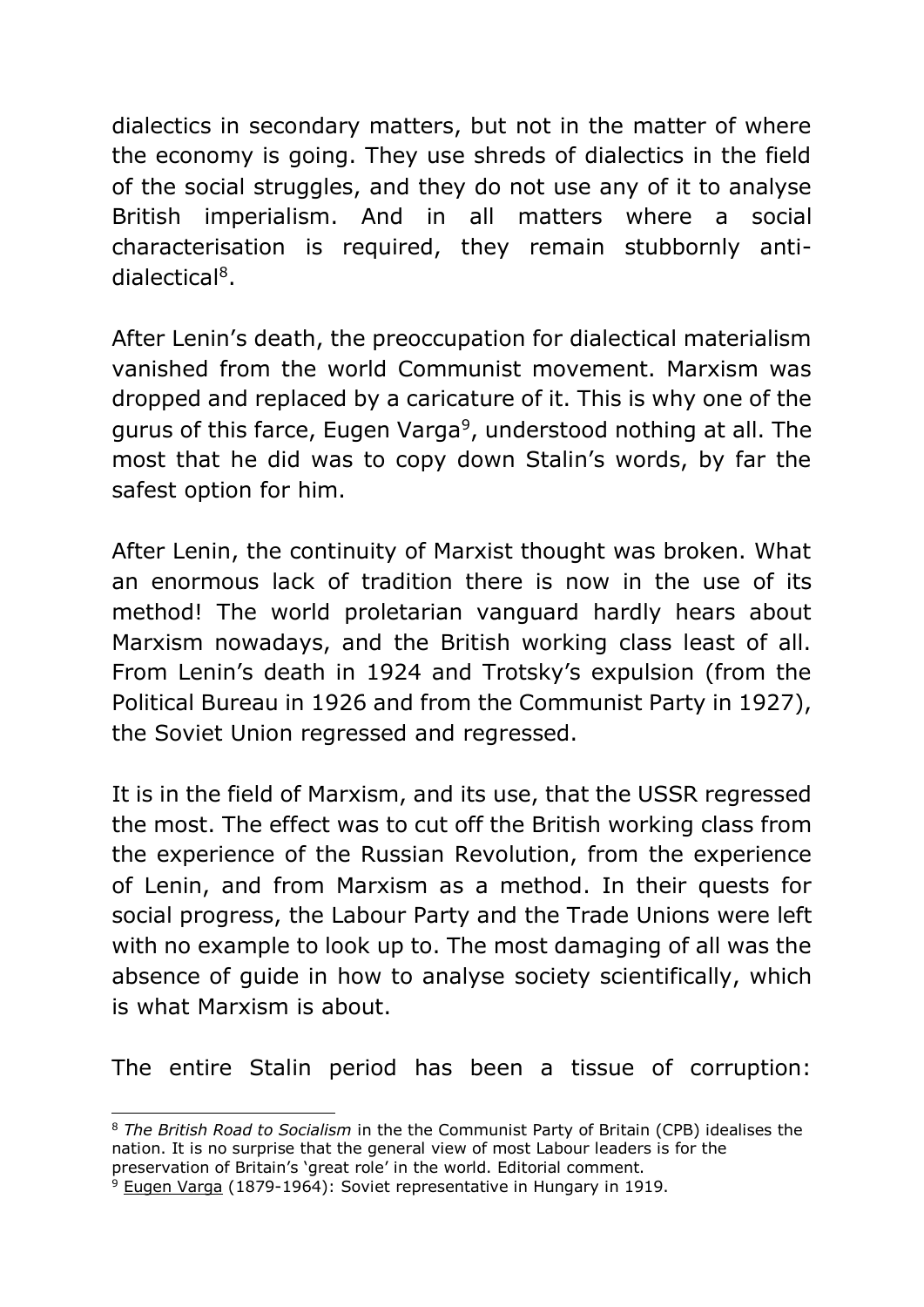dialectics in secondary matters, but not in the matter of where the economy is going. They use shreds of dialectics in the field of the social struggles, and they do not use any of it to analyse British imperialism. And in all matters where a social characterisation is required, they remain stubbornly anti-dialectical[8].

After Lenin's death, the preoccupation for dialectical materialism vanished from the world Communist movement. Marxism was dropped and replaced by a caricature of it. This is why one of the gurus of this farce, Eugen Varga[9], understood nothing at all. The most that he did was to copy down Stalin's words, by far the safest option for him.

After Lenin, the continuity of Marxist thought was broken. What an enormous lack of tradition there is now in the use of its method! The world proletarian vanguard hardly hears about Marxism nowadays, and the British working class least of all. From Lenin's death in 1924 and Trotsky's expulsion (from the Political Bureau in 1926 and from the Communist Party in 1927), the Soviet Union regressed and regressed.

It is in the field of Marxism, and its use, that the USSR regressed the most. The effect was to cut off the British working class from the experience of the Russian Revolution, from the experience of Lenin, and from Marxism as a method. In their quests for social progress, the Labour Party and the Trade Unions were left with no example to look up to. The most damaging of all was the absence of guide in how to analyse society scientifically, which is what Marxism is about.

The entire Stalin period has been a tissue of corruption:

---

[8] *The British Road to Socialism* in the the Communist Party of Britain (CPB) idealises the nation. It is no surprise that the general view of most Labour leaders is for the preservation of Britain's 'great role' in the world. Editorial comment.

[9] Eugen Varga (1879-1964): Soviet representative in Hungary in 1919.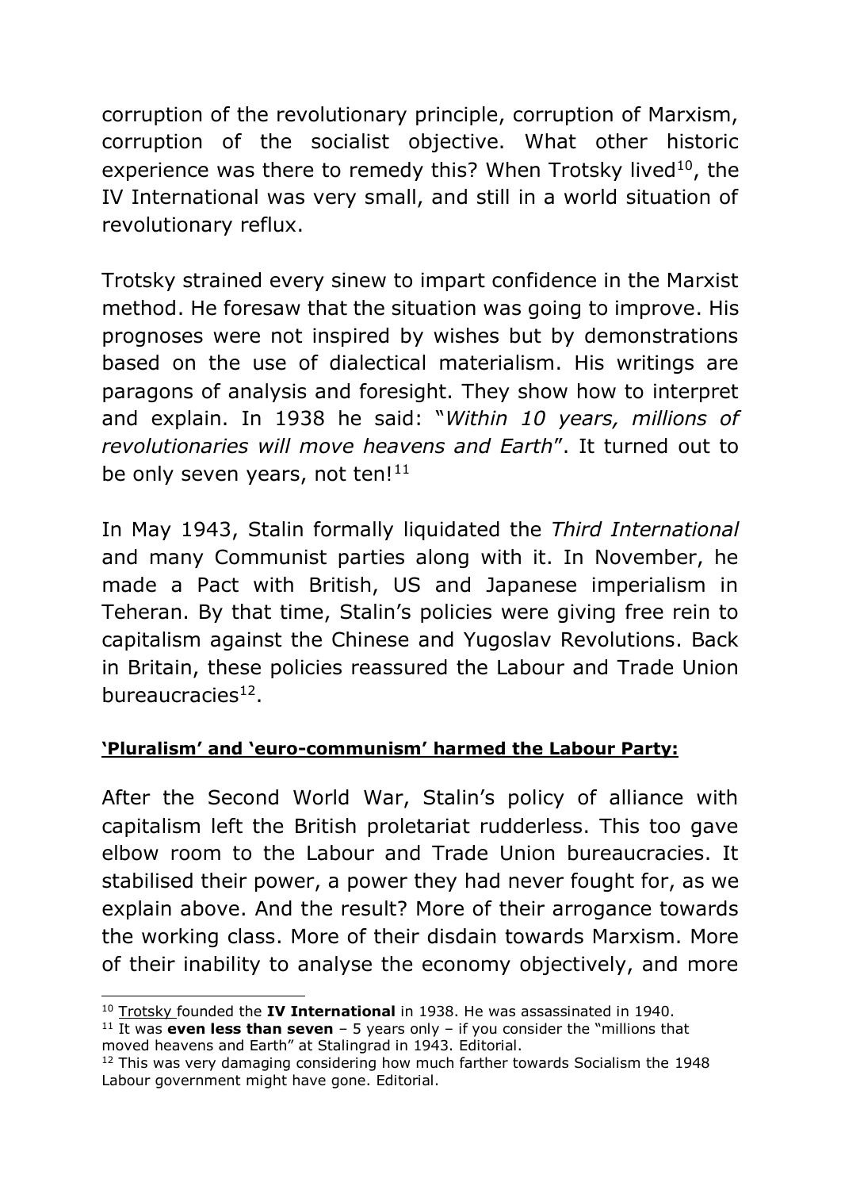corruption of the revolutionary principle, corruption of Marxism, corruption of the socialist objective. What other historic experience was there to remedy this? When Trotsky lived[10], the IV International was very small, and still in a world situation of revolutionary reflux.

Trotsky strained every sinew to impart confidence in the Marxist method. He foresaw that the situation was going to improve. His prognoses were not inspired by wishes but by demonstrations based on the use of dialectical materialism. His writings are paragons of analysis and foresight. They show how to interpret and explain. In 1938 he said: "*Within 10 years, millions of revolutionaries will move heavens and Earth*". It turned out to be only seven years, not ten![11]

In May 1943, Stalin formally liquidated the *Third International* and many Communist parties along with it. In November, he made a Pact with British, US and Japanese imperialism in Teheran. By that time, Stalin's policies were giving free rein to capitalism against the Chinese and Yugoslav Revolutions. Back in Britain, these policies reassured the Labour and Trade Union bureaucracies[12].

**'Pluralism' and 'euro-communism' harmed the Labour Party:**

After the Second World War, Stalin's policy of alliance with capitalism left the British proletariat rudderless. This too gave elbow room to the Labour and Trade Union bureaucracies. It stabilised their power, a power they had never fought for, as we explain above. And the result? More of their arrogance towards the working class. More of their disdain towards Marxism. More of their inability to analyse the economy objectively, and more

---

[10] Trotsky founded the **IV International** in 1938. He was assassinated in 1940.

[11] It was **even less than seven** – 5 years only – if you consider the "millions that moved heavens and Earth" at Stalingrad in 1943. Editorial.

[12] This was very damaging considering how much farther towards Socialism the 1948 Labour government might have gone. Editorial.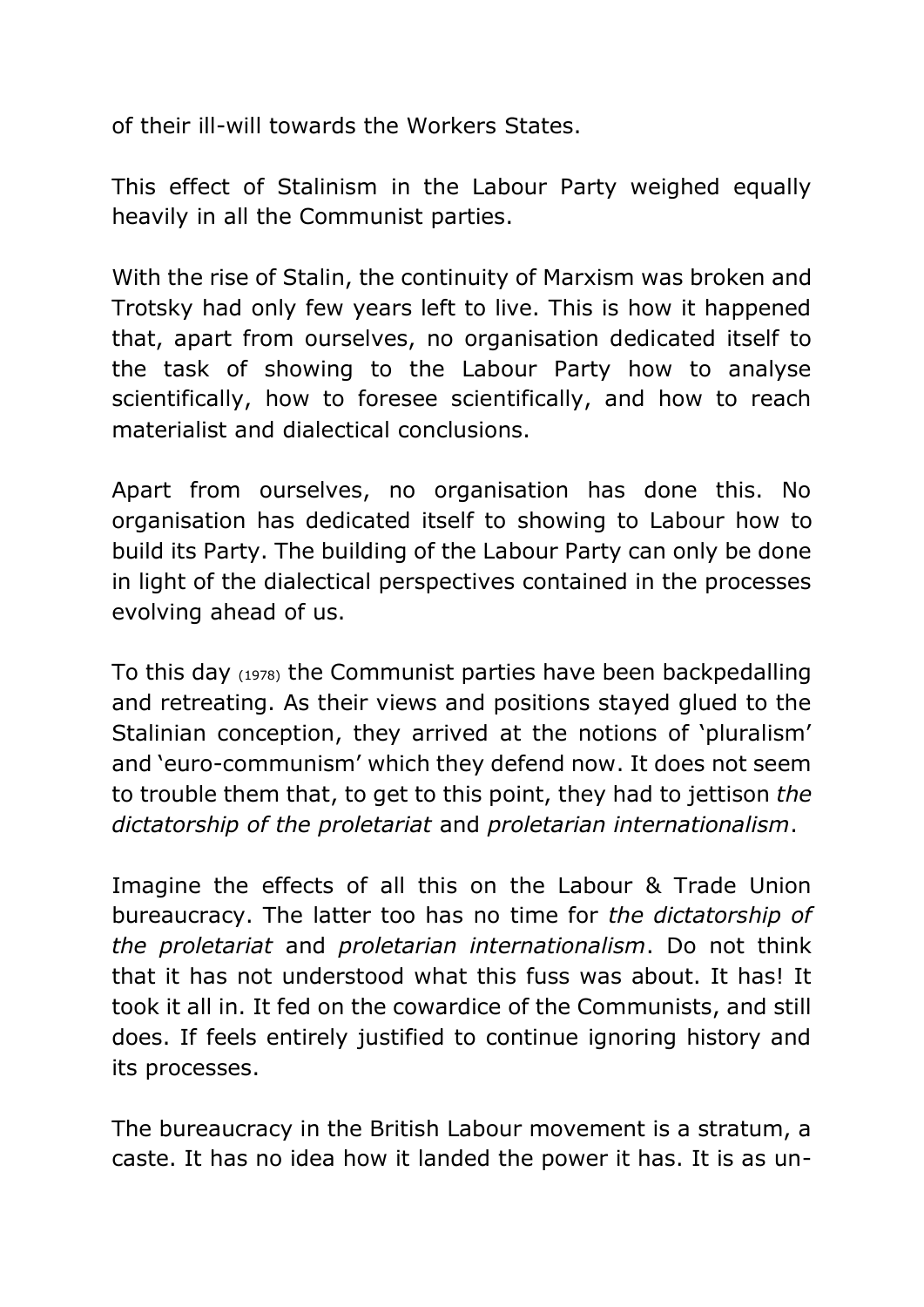of their ill-will towards the Workers States.

This effect of Stalinism in the Labour Party weighed equally heavily in all the Communist parties.

With the rise of Stalin, the continuity of Marxism was broken and Trotsky had only few years left to live. This is how it happened that, apart from ourselves, no organisation dedicated itself to the task of showing to the Labour Party how to analyse scientifically, how to foresee scientifically, and how to reach materialist and dialectical conclusions.

Apart from ourselves, no organisation has done this. No organisation has dedicated itself to showing to Labour how to build its Party. The building of the Labour Party can only be done in light of the dialectical perspectives contained in the processes evolving ahead of us.

To this day (1978) the Communist parties have been backpedalling and retreating. As their views and positions stayed glued to the Stalinian conception, they arrived at the notions of 'pluralism' and 'euro-communism' which they defend now. It does not seem to trouble them that, to get to this point, they had to jettison *the dictatorship of the proletariat* and *proletarian internationalism*.

Imagine the effects of all this on the Labour & Trade Union bureaucracy. The latter too has no time for *the dictatorship of the proletariat* and *proletarian internationalism*. Do not think that it has not understood what this fuss was about. It has! It took it all in. It fed on the cowardice of the Communists, and still does. If feels entirely justified to continue ignoring history and its processes.

The bureaucracy in the British Labour movement is a stratum, a caste. It has no idea how it landed the power it has. It is as un-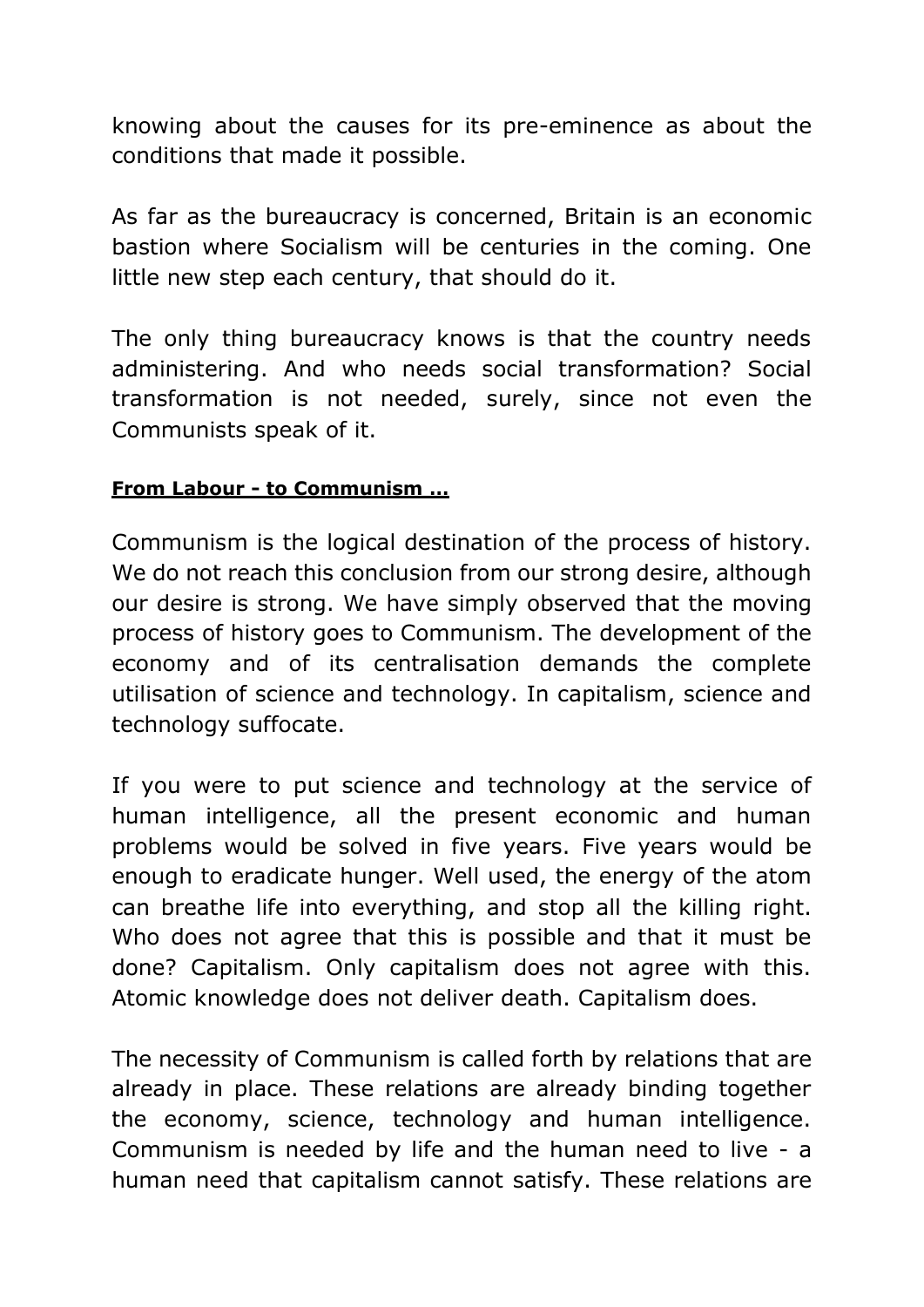knowing about the causes for its pre-eminence as about the conditions that made it possible.

As far as the bureaucracy is concerned, Britain is an economic bastion where Socialism will be centuries in the coming. One little new step each century, that should do it.

The only thing bureaucracy knows is that the country needs administering. And who needs social transformation? Social transformation is not needed, surely, since not even the Communists speak of it.

**From Labour - to Communism …**

Communism is the logical destination of the process of history. We do not reach this conclusion from our strong desire, although our desire is strong. We have simply observed that the moving process of history goes to Communism. The development of the economy and of its centralisation demands the complete utilisation of science and technology. In capitalism, science and technology suffocate.

If you were to put science and technology at the service of human intelligence, all the present economic and human problems would be solved in five years. Five years would be enough to eradicate hunger. Well used, the energy of the atom can breathe life into everything, and stop all the killing right. Who does not agree that this is possible and that it must be done? Capitalism. Only capitalism does not agree with this. Atomic knowledge does not deliver death. Capitalism does.

The necessity of Communism is called forth by relations that are already in place. These relations are already binding together the economy, science, technology and human intelligence. Communism is needed by life and the human need to live - a human need that capitalism cannot satisfy. These relations are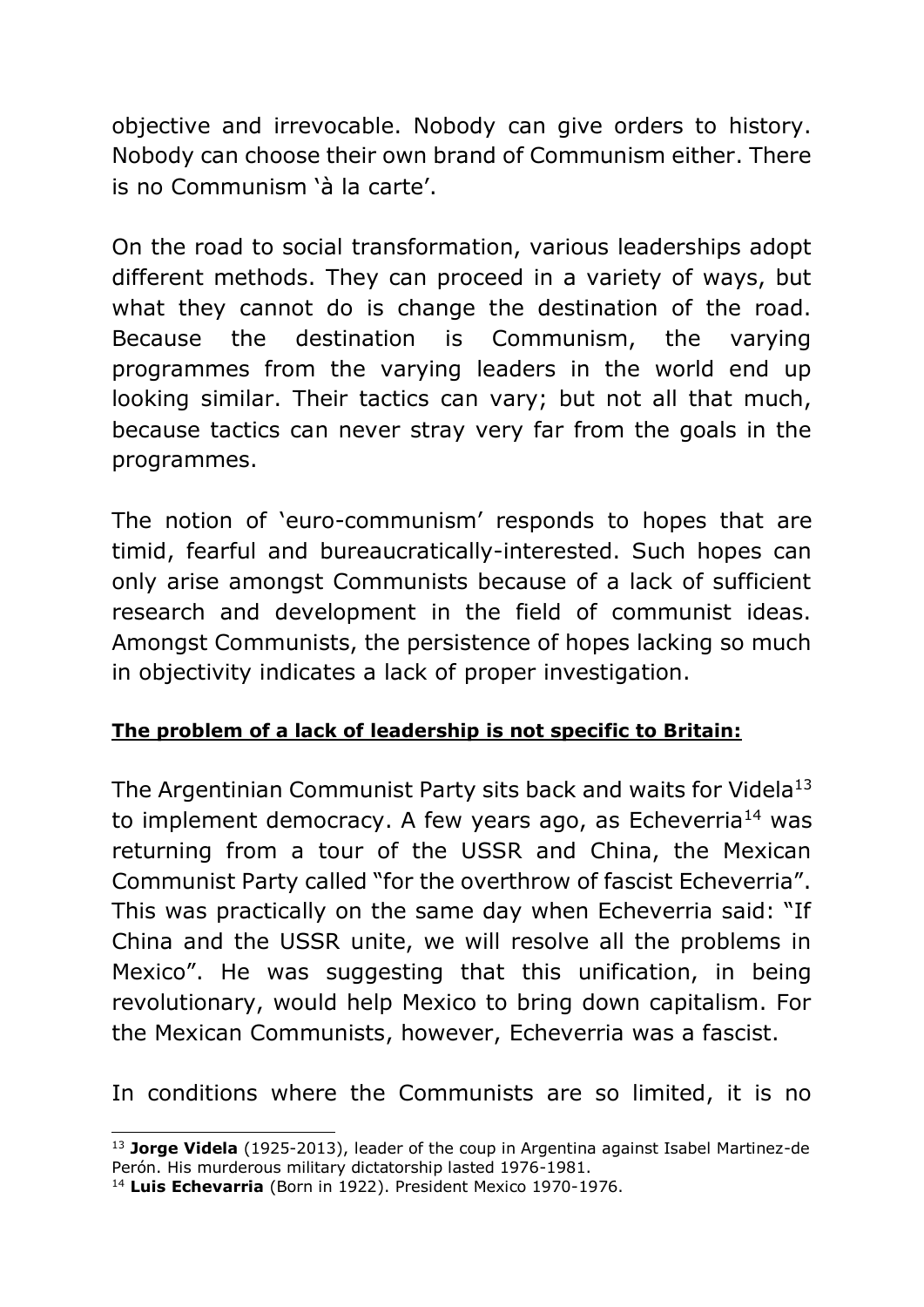objective and irrevocable. Nobody can give orders to history. Nobody can choose their own brand of Communism either. There is no Communism 'à la carte'.

On the road to social transformation, various leaderships adopt different methods. They can proceed in a variety of ways, but what they cannot do is change the destination of the road. Because the destination is Communism, the varying programmes from the varying leaders in the world end up looking similar. Their tactics can vary; but not all that much, because tactics can never stray very far from the goals in the programmes.

The notion of 'euro-communism' responds to hopes that are timid, fearful and bureaucratically-interested. Such hopes can only arise amongst Communists because of a lack of sufficient research and development in the field of communist ideas. Amongst Communists, the persistence of hopes lacking so much in objectivity indicates a lack of proper investigation.

**The problem of a lack of leadership is not specific to Britain:**

The Argentinian Communist Party sits back and waits for Videla[13] to implement democracy. A few years ago, as Echeverria[14] was returning from a tour of the USSR and China, the Mexican Communist Party called "for the overthrow of fascist Echeverria". This was practically on the same day when Echeverria said: "If China and the USSR unite, we will resolve all the problems in Mexico". He was suggesting that this unification, in being revolutionary, would help Mexico to bring down capitalism. For the Mexican Communists, however, Echeverria was a fascist.

In conditions where the Communists are so limited, it is no

---

[13] **Jorge Videla** (1925-2013), leader of the coup in Argentina against Isabel Martinez-de Perón. His murderous military dictatorship lasted 1976-1981.

[14] **Luis Echevarria** (Born in 1922). President Mexico 1970-1976.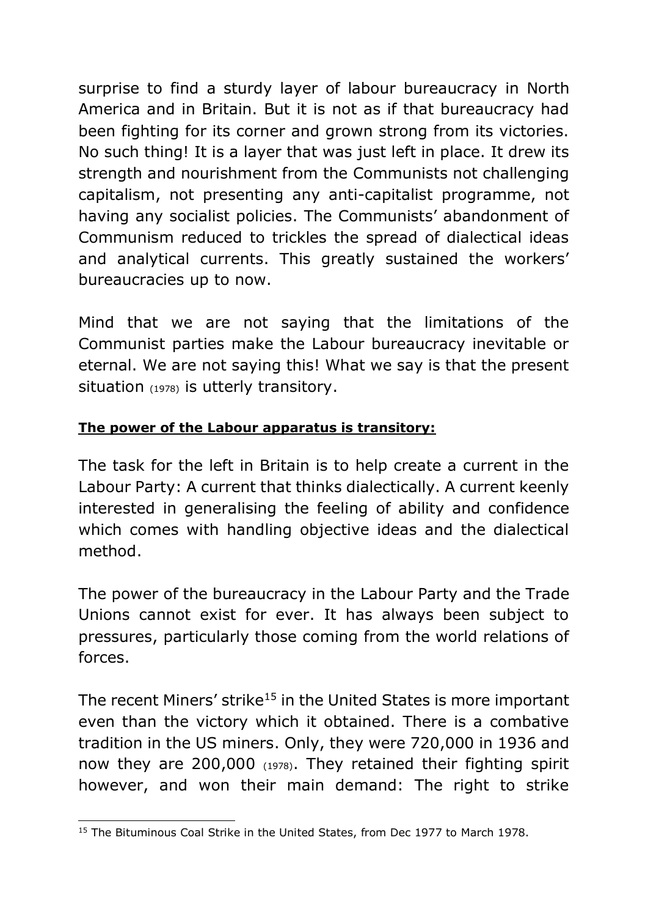surprise to find a sturdy layer of labour bureaucracy in North America and in Britain. But it is not as if that bureaucracy had been fighting for its corner and grown strong from its victories. No such thing! It is a layer that was just left in place. It drew its strength and nourishment from the Communists not challenging capitalism, not presenting any anti-capitalist programme, not having any socialist policies. The Communists' abandonment of Communism reduced to trickles the spread of dialectical ideas and analytical currents. This greatly sustained the workers' bureaucracies up to now.

Mind that we are not saying that the limitations of the Communist parties make the Labour bureaucracy inevitable or eternal. We are not saying this! What we say is that the present situation (1978) is utterly transitory.

**The power of the Labour apparatus is transitory:**

The task for the left in Britain is to help create a current in the Labour Party: A current that thinks dialectically. A current keenly interested in generalising the feeling of ability and confidence which comes with handling objective ideas and the dialectical method.

The power of the bureaucracy in the Labour Party and the Trade Unions cannot exist for ever. It has always been subject to pressures, particularly those coming from the world relations of forces.

The recent Miners' strike[15] in the United States is more important even than the victory which it obtained. There is a combative tradition in the US miners. Only, they were 720,000 in 1936 and now they are 200,000 (1978). They retained their fighting spirit however, and won their main demand: The right to strike

[15] The Bituminous Coal Strike in the United States, from Dec 1977 to March 1978.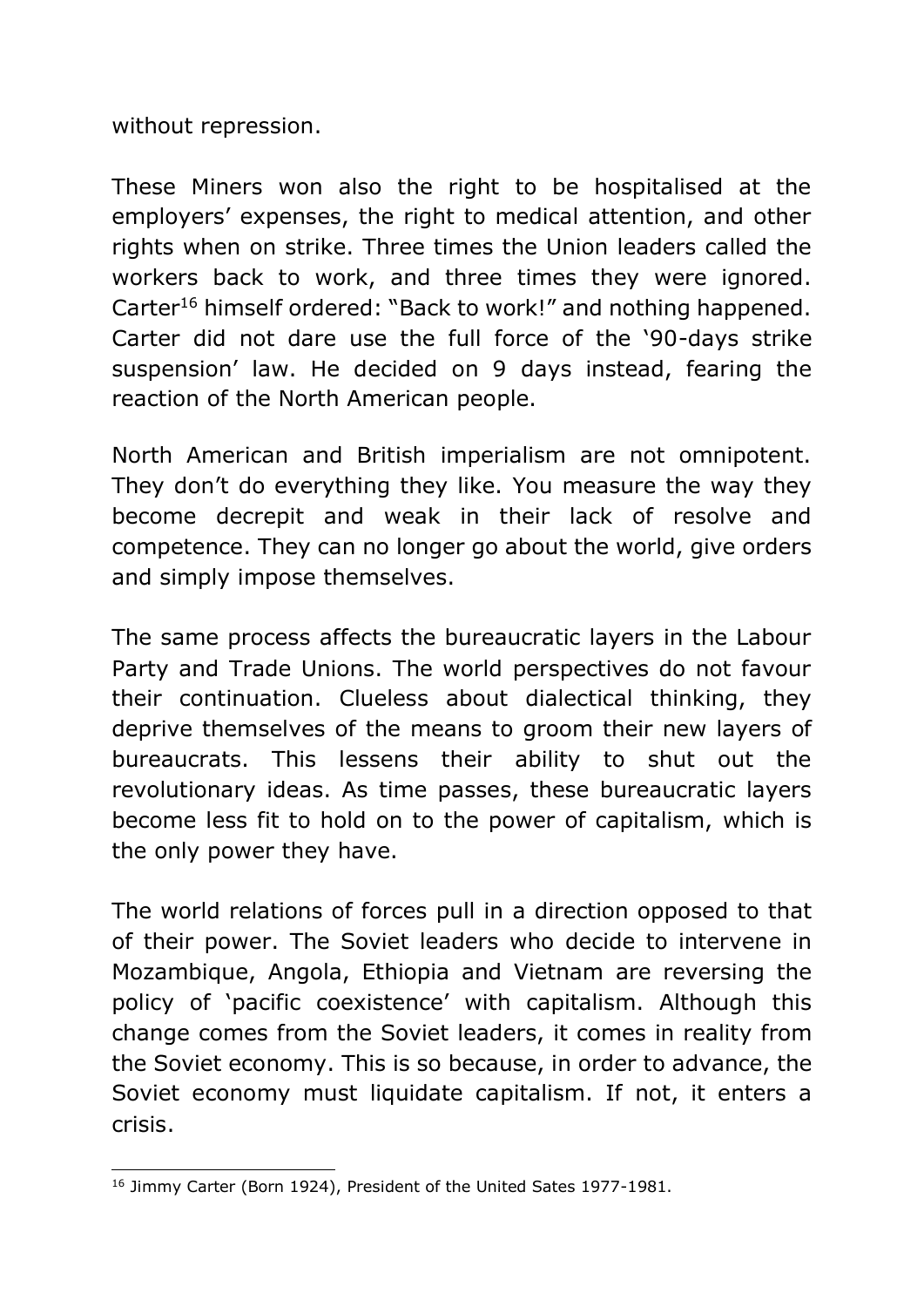without repression.

These Miners won also the right to be hospitalised at the employers' expenses, the right to medical attention, and other rights when on strike. Three times the Union leaders called the workers back to work, and three times they were ignored. Carter[16] himself ordered: "Back to work!" and nothing happened. Carter did not dare use the full force of the '90-days strike suspension' law. He decided on 9 days instead, fearing the reaction of the North American people.

North American and British imperialism are not omnipotent. They don't do everything they like. You measure the way they become decrepit and weak in their lack of resolve and competence. They can no longer go about the world, give orders and simply impose themselves.

The same process affects the bureaucratic layers in the Labour Party and Trade Unions. The world perspectives do not favour their continuation. Clueless about dialectical thinking, they deprive themselves of the means to groom their new layers of bureaucrats. This lessens their ability to shut out the revolutionary ideas. As time passes, these bureaucratic layers become less fit to hold on to the power of capitalism, which is the only power they have.

The world relations of forces pull in a direction opposed to that of their power. The Soviet leaders who decide to intervene in Mozambique, Angola, Ethiopia and Vietnam are reversing the policy of 'pacific coexistence' with capitalism. Although this change comes from the Soviet leaders, it comes in reality from the Soviet economy. This is so because, in order to advance, the Soviet economy must liquidate capitalism. If not, it enters a crisis.

---

[16] Jimmy Carter (Born 1924), President of the United Sates 1977-1981.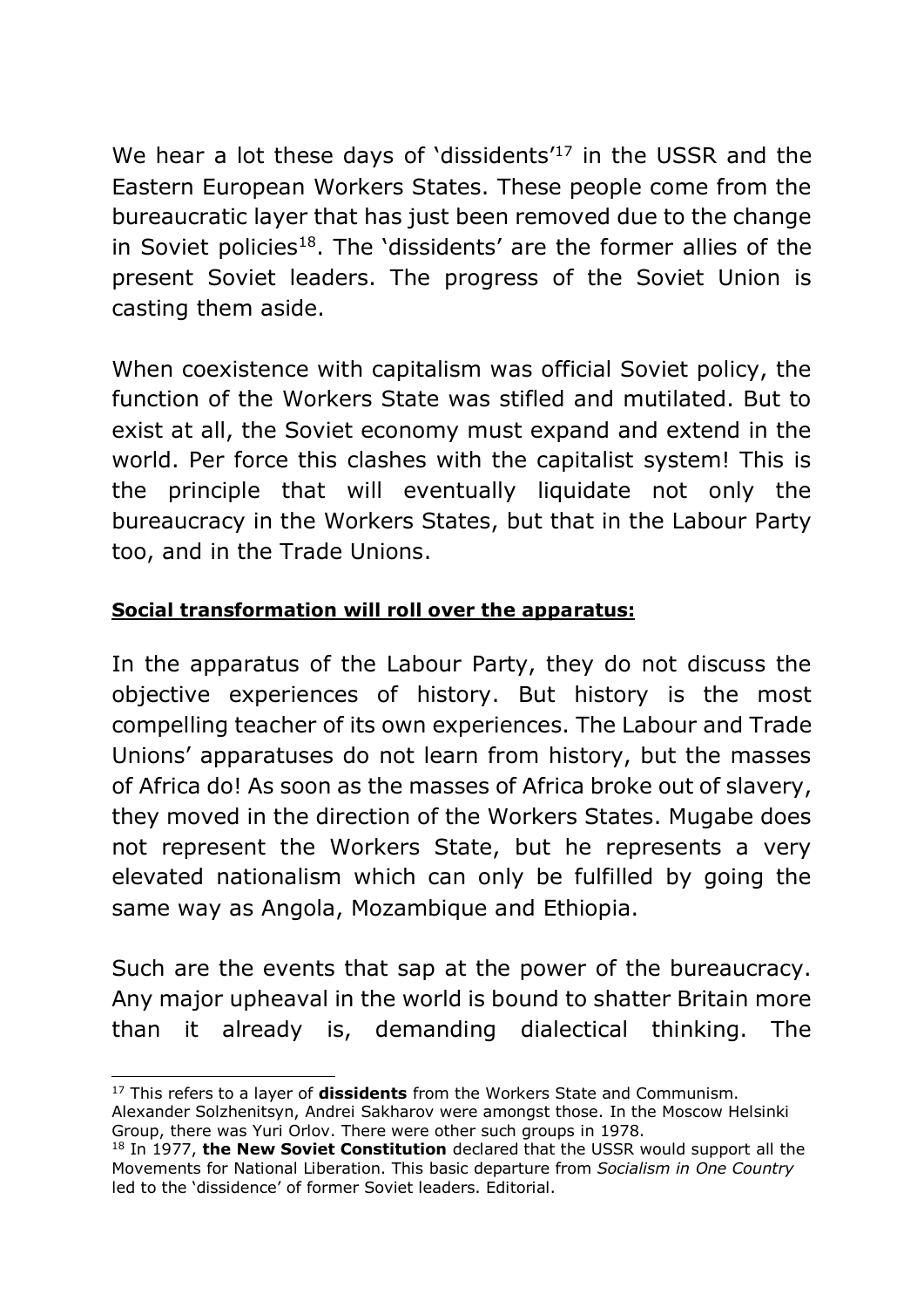We hear a lot these days of 'dissidents'[17] in the USSR and the Eastern European Workers States. These people come from the bureaucratic layer that has just been removed due to the change in Soviet policies[18]. The 'dissidents' are the former allies of the present Soviet leaders. The progress of the Soviet Union is casting them aside.

When coexistence with capitalism was official Soviet policy, the function of the Workers State was stifled and mutilated. But to exist at all, the Soviet economy must expand and extend in the world. Per force this clashes with the capitalist system! This is the principle that will eventually liquidate not only the bureaucracy in the Workers States, but that in the Labour Party too, and in the Trade Unions.

**Social transformation will roll over the apparatus:**

In the apparatus of the Labour Party, they do not discuss the objective experiences of history. But history is the most compelling teacher of its own experiences. The Labour and Trade Unions' apparatuses do not learn from history, but the masses of Africa do! As soon as the masses of Africa broke out of slavery, they moved in the direction of the Workers States. Mugabe does not represent the Workers State, but he represents a very elevated nationalism which can only be fulfilled by going the same way as Angola, Mozambique and Ethiopia.

Such are the events that sap at the power of the bureaucracy. Any major upheaval in the world is bound to shatter Britain more than it already is, demanding dialectical thinking. The

[17] This refers to a layer of **dissidents** from the Workers State and Communism. Alexander Solzhenitsyn, Andrei Sakharov were amongst those. In the Moscow Helsinki Group, there was Yuri Orlov. There were other such groups in 1978.

[18] In 1977, **the New Soviet Constitution** declared that the USSR would support all the Movements for National Liberation. This basic departure from *Socialism in One Country* led to the 'dissidence' of former Soviet leaders. Editorial.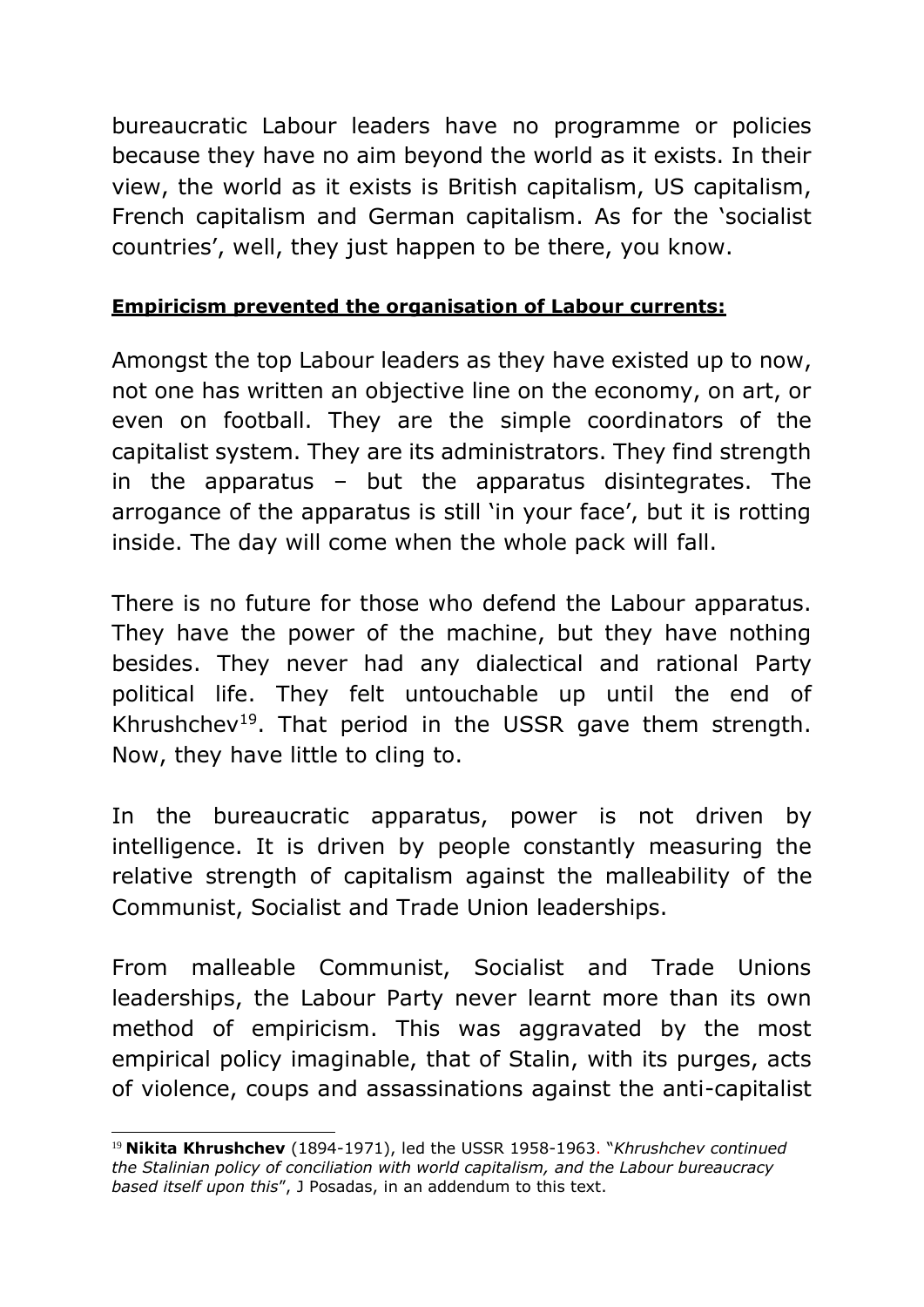bureaucratic Labour leaders have no programme or policies because they have no aim beyond the world as it exists. In their view, the world as it exists is British capitalism, US capitalism, French capitalism and German capitalism. As for the 'socialist countries', well, they just happen to be there, you know.

**Empiricism prevented the organisation of Labour currents:**

Amongst the top Labour leaders as they have existed up to now, not one has written an objective line on the economy, on art, or even on football. They are the simple coordinators of the capitalist system. They are its administrators. They find strength in the apparatus – but the apparatus disintegrates. The arrogance of the apparatus is still 'in your face', but it is rotting inside. The day will come when the whole pack will fall.

There is no future for those who defend the Labour apparatus. They have the power of the machine, but they have nothing besides. They never had any dialectical and rational Party political life. They felt untouchable up until the end of Khrushchev[19]. That period in the USSR gave them strength. Now, they have little to cling to.

In the bureaucratic apparatus, power is not driven by intelligence. It is driven by people constantly measuring the relative strength of capitalism against the malleability of the Communist, Socialist and Trade Union leaderships.

From malleable Communist, Socialist and Trade Unions leaderships, the Labour Party never learnt more than its own method of empiricism. This was aggravated by the most empirical policy imaginable, that of Stalin, with its purges, acts of violence, coups and assassinations against the anti-capitalist

[19] **Nikita Khrushchev** (1894-1971), led the USSR 1958-1963. "*Khrushchev continued the Stalinian policy of conciliation with world capitalism, and the Labour bureaucracy based itself upon this*", J Posadas, in an addendum to this text.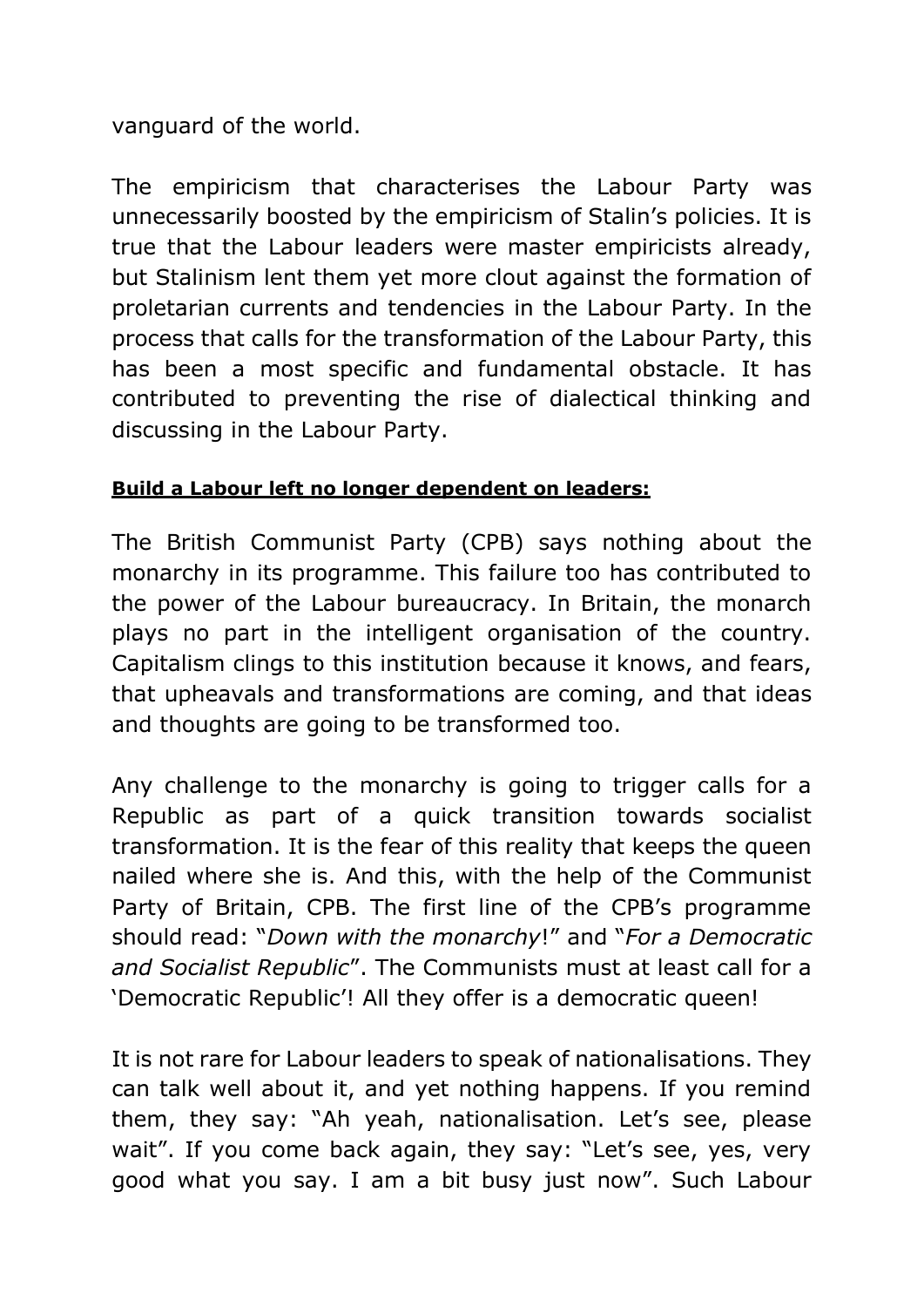vanguard of the world.

The empiricism that characterises the Labour Party was unnecessarily boosted by the empiricism of Stalin's policies. It is true that the Labour leaders were master empiricists already, but Stalinism lent them yet more clout against the formation of proletarian currents and tendencies in the Labour Party. In the process that calls for the transformation of the Labour Party, this has been a most specific and fundamental obstacle. It has contributed to preventing the rise of dialectical thinking and discussing in the Labour Party.

**Build a Labour left no longer dependent on leaders:**

The British Communist Party (CPB) says nothing about the monarchy in its programme. This failure too has contributed to the power of the Labour bureaucracy. In Britain, the monarch plays no part in the intelligent organisation of the country. Capitalism clings to this institution because it knows, and fears, that upheavals and transformations are coming, and that ideas and thoughts are going to be transformed too.

Any challenge to the monarchy is going to trigger calls for a Republic as part of a quick transition towards socialist transformation. It is the fear of this reality that keeps the queen nailed where she is. And this, with the help of the Communist Party of Britain, CPB. The first line of the CPB's programme should read: "*Down with the monarchy*!" and "*For a Democratic and Socialist Republic*". The Communists must at least call for a 'Democratic Republic'! All they offer is a democratic queen!

It is not rare for Labour leaders to speak of nationalisations. They can talk well about it, and yet nothing happens. If you remind them, they say: "Ah yeah, nationalisation. Let's see, please wait". If you come back again, they say: "Let's see, yes, very good what you say. I am a bit busy just now". Such Labour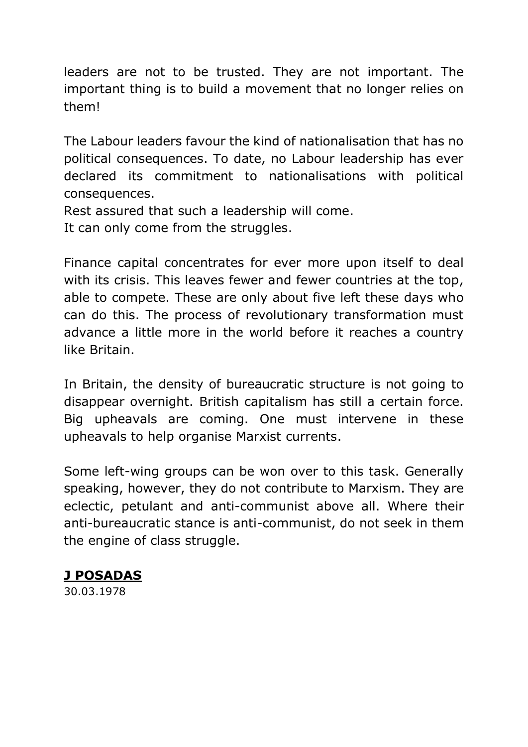leaders are not to be trusted. They are not important. The important thing is to build a movement that no longer relies on them!

The Labour leaders favour the kind of nationalisation that has no political consequences. To date, no Labour leadership has ever declared its commitment to nationalisations with political consequences.
Rest assured that such a leadership will come.
It can only come from the struggles.

Finance capital concentrates for ever more upon itself to deal with its crisis. This leaves fewer and fewer countries at the top, able to compete. These are only about five left these days who can do this. The process of revolutionary transformation must advance a little more in the world before it reaches a country like Britain.

In Britain, the density of bureaucratic structure is not going to disappear overnight. British capitalism has still a certain force. Big upheavals are coming. One must intervene in these upheavals to help organise Marxist currents.

Some left-wing groups can be won over to this task. Generally speaking, however, they do not contribute to Marxism. They are eclectic, petulant and anti-communist above all. Where their anti-bureaucratic stance is anti-communist, do not seek in them the engine of class struggle.

**J POSADAS**
30.03.1978